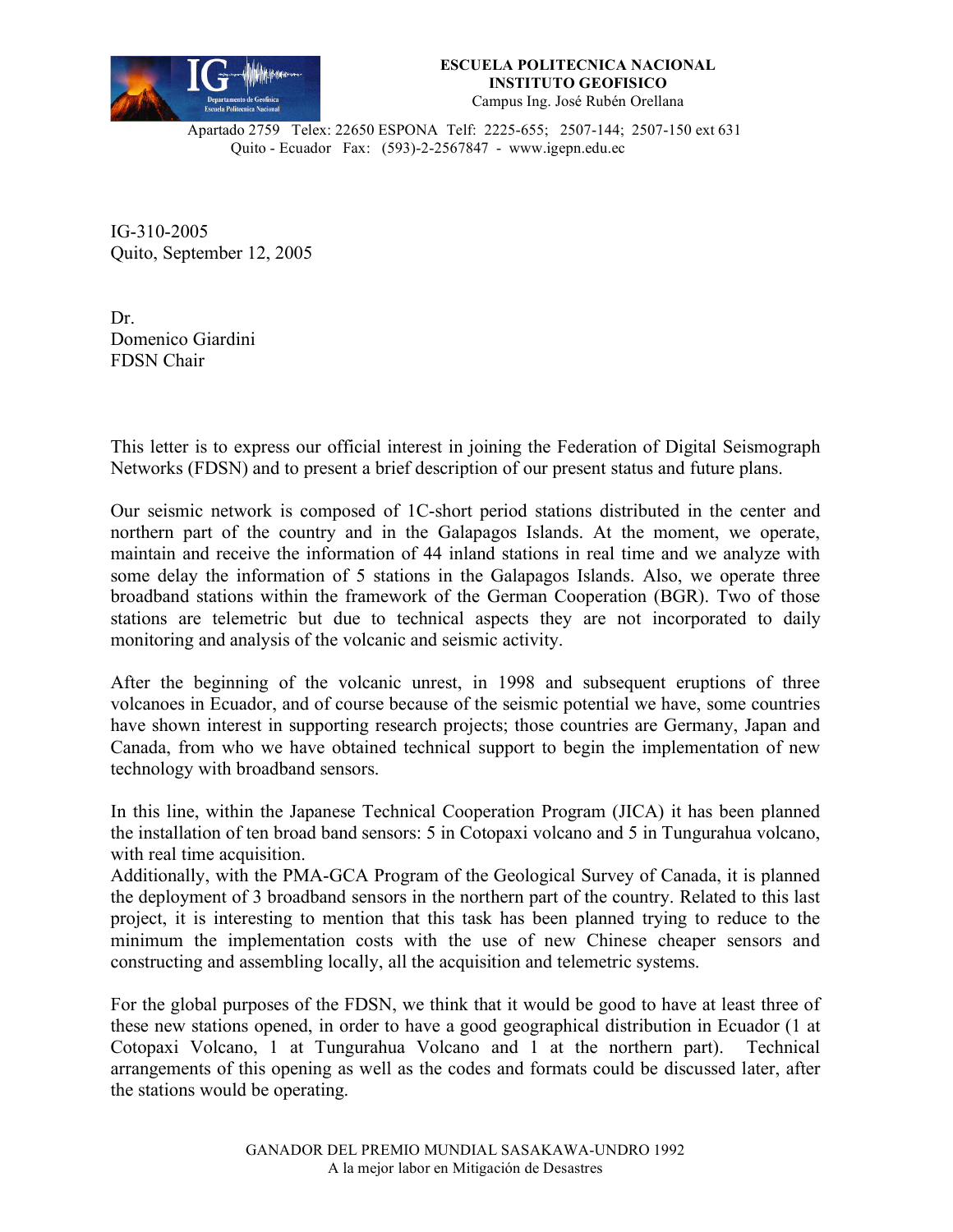**ESCUELA POLITECNICA NACIONAL**
**INSTITUTO GEOFISICO**
Campus Ing. José Rubén Orellana

Apartado 2759 Telex: 22650 ESPONA Telf: 2225-655; 2507-144; 2507-150 ext 631
Quito - Ecuador Fax: (593)-2-2567847 - www.igepn.edu.ec

IG-310-2005
Quito, September 12, 2005

Dr.
Domenico Giardini
FDSN Chair

This letter is to express our official interest in joining the Federation of Digital Seismograph Networks (FDSN) and to present a brief description of our present status and future plans.

Our seismic network is composed of 1C-short period stations distributed in the center and northern part of the country and in the Galapagos Islands. At the moment, we operate, maintain and receive the information of 44 inland stations in real time and we analyze with some delay the information of 5 stations in the Galapagos Islands. Also, we operate three broadband stations within the framework of the German Cooperation (BGR). Two of those stations are telemetric but due to technical aspects they are not incorporated to daily monitoring and analysis of the volcanic and seismic activity.

After the beginning of the volcanic unrest, in 1998 and subsequent eruptions of three volcanoes in Ecuador, and of course because of the seismic potential we have, some countries have shown interest in supporting research projects; those countries are Germany, Japan and Canada, from who we have obtained technical support to begin the implementation of new technology with broadband sensors.

In this line, within the Japanese Technical Cooperation Program (JICA) it has been planned the installation of ten broad band sensors: 5 in Cotopaxi volcano and 5 in Tungurahua volcano, with real time acquisition.
Additionally, with the PMA-GCA Program of the Geological Survey of Canada, it is planned the deployment of 3 broadband sensors in the northern part of the country. Related to this last project, it is interesting to mention that this task has been planned trying to reduce to the minimum the implementation costs with the use of new Chinese cheaper sensors and constructing and assembling locally, all the acquisition and telemetric systems.

For the global purposes of the FDSN, we think that it would be good to have at least three of these new stations opened, in order to have a good geographical distribution in Ecuador (1 at Cotopaxi Volcano, 1 at Tungurahua Volcano and 1 at the northern part). Technical arrangements of this opening as well as the codes and formats could be discussed later, after the stations would be operating.

GANADOR DEL PREMIO MUNDIAL SASAKAWA-UNDRO 1992
A la mejor labor en Mitigación de Desastres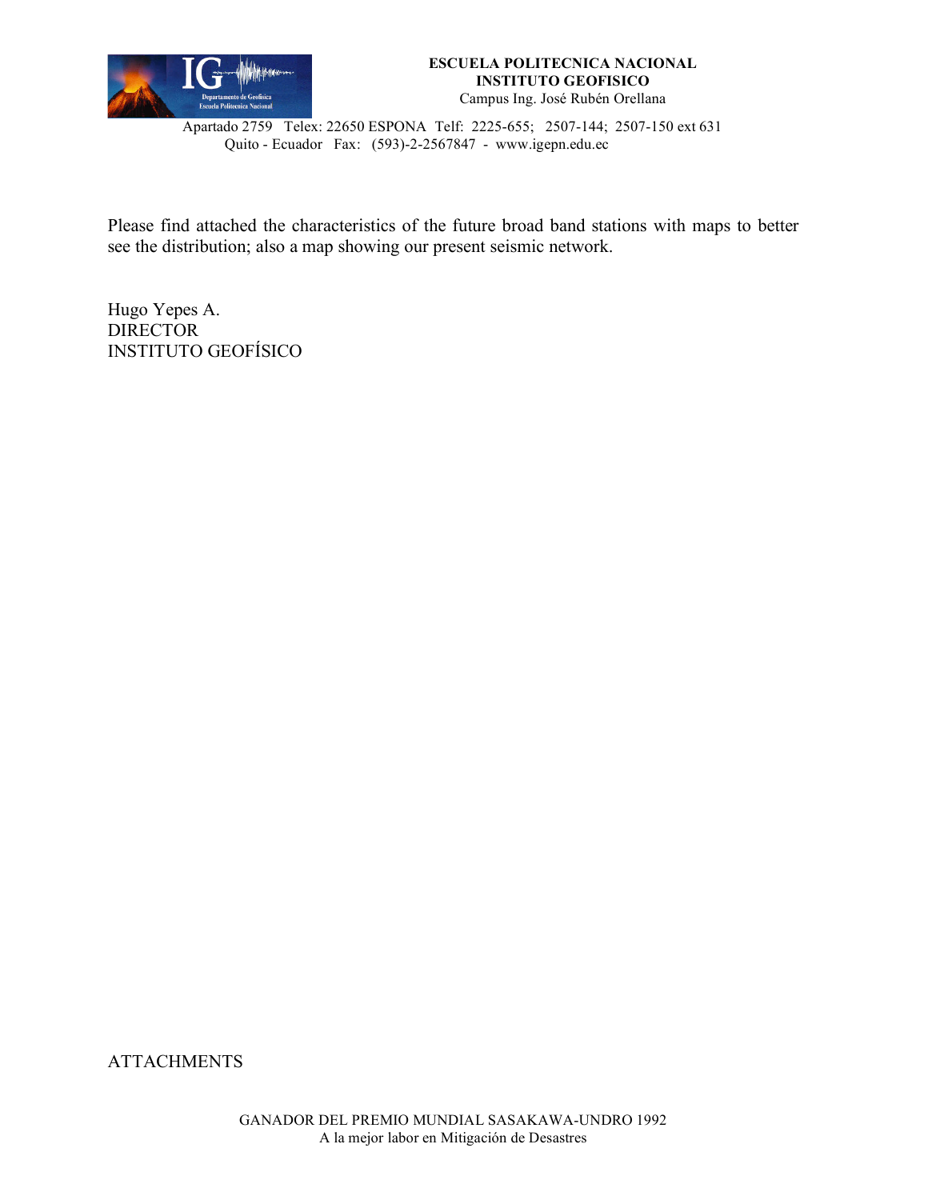**ESCUELA POLITECNICA NACIONAL**
**INSTITUTO GEOFISICO**
Campus Ing. José Rubén Orellana

Apartado 2759 Telex: 22650 ESPONA Telf: 2225-655; 2507-144; 2507-150 ext 631
Quito - Ecuador Fax: (593)-2-2567847 - www.igepn.edu.ec

Please find attached the characteristics of the future broad band stations with maps to better see the distribution; also a map showing our present seismic network.

Hugo Yepes A.
DIRECTOR
INSTITUTO GEOFÍSICO

ATTACHMENTS

GANADOR DEL PREMIO MUNDIAL SASAKAWA-UNDRO 1992
A la mejor labor en Mitigación de Desastres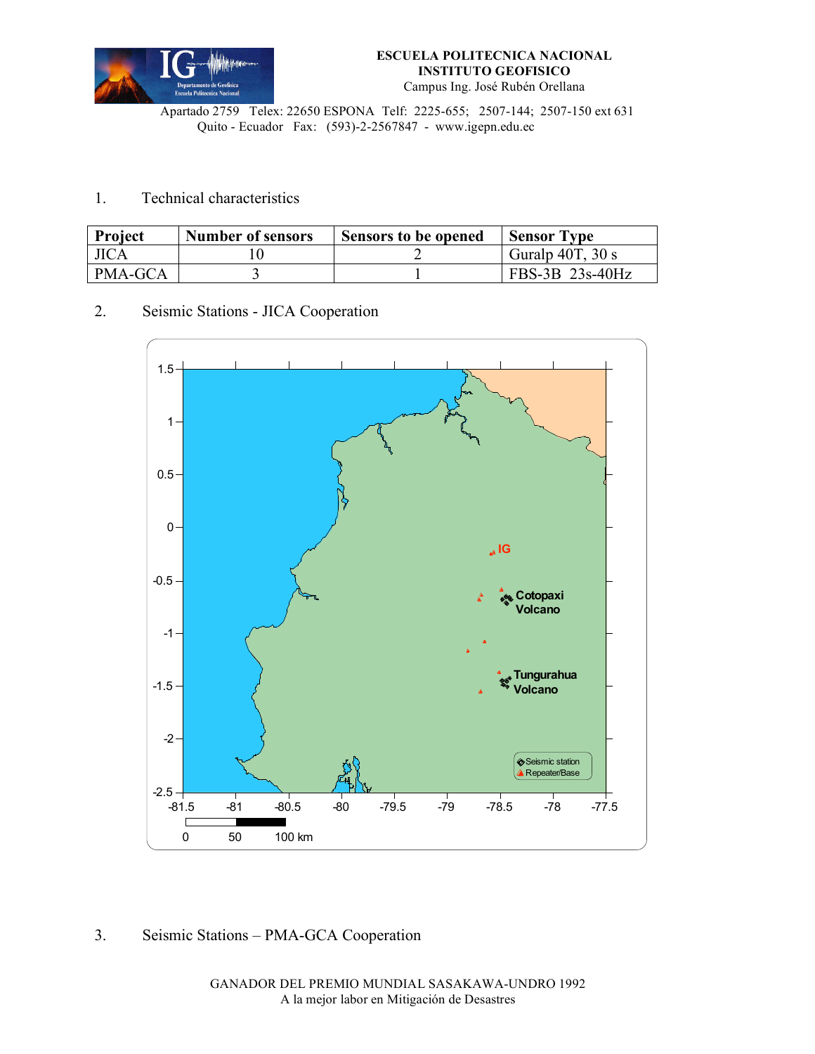1. Technical characteristics

| Project | Number of sensors | Sensors to be opened | Sensor Type |
| --- | --- | --- | --- |
| JICA | 10 | 2 | Guralp 40T, 30 s |
| PMA-GCA | 3 | 1 | FBS-3B 23s-40Hz |

2. Seismic Stations - JICA Cooperation

3. Seismic Stations – PMA-GCA Cooperation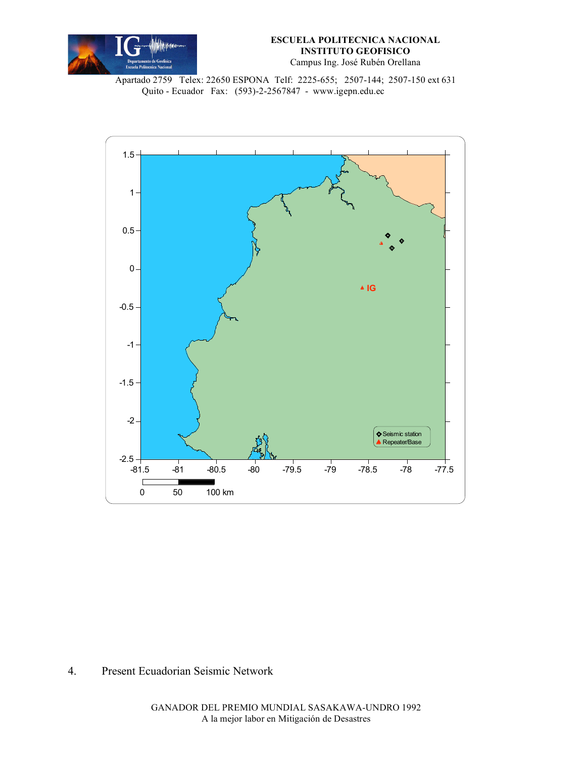4. Present Ecuadorian Seismic Network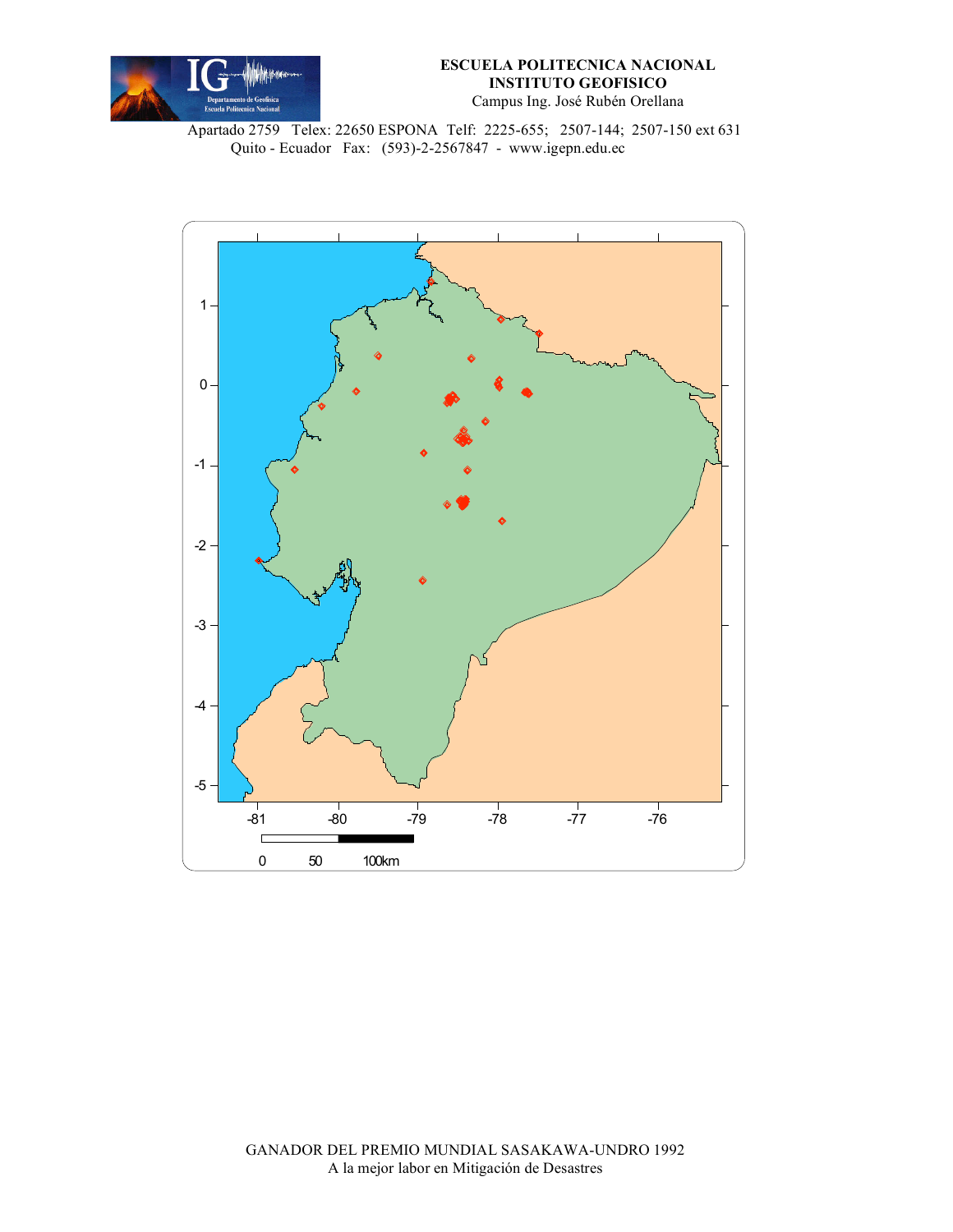1
0
-1
-2
-3
-4
-5

-81
-80
-79
-78
-77
-76

0
50
100km